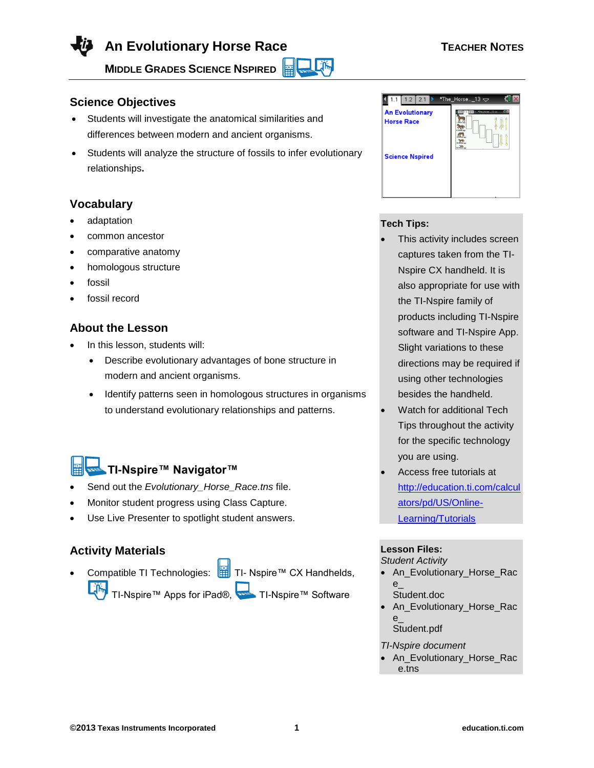# An Evolutionary Horse Race

**TEACHER NOTES**

**MIDDLE GRADES SCIENCE NSPIRED**

## Science Objectives

- Students will investigate the anatomical similarities and differences between modern and ancient organisms.
- Students will analyze the structure of fossils to infer evolutionary relationships.

## Vocabulary

- adaptation
- common ancestor
- comparative anatomy
- homologous structure
- fossil
- fossil record

## About the Lesson

- In this lesson, students will:
  - Describe evolutionary advantages of bone structure in modern and ancient organisms.
  - Identify patterns seen in homologous structures in organisms to understand evolutionary relationships and patterns.

## TI-Nspire™ Navigator™

- Send out the *Evolutionary_Horse_Race.tns* file.
- Monitor student progress using Class Capture.
- Use Live Presenter to spotlight student answers.

## Activity Materials

- Compatible TI Technologies: TI- Nspire™ CX Handhelds, TI-Nspire™ Apps for iPad®, TI-Nspire™ Software

**Tech Tips:**

- This activity includes screen captures taken from the TI-Nspire CX handheld. It is also appropriate for use with the TI-Nspire family of products including TI-Nspire software and TI-Nspire App. Slight variations to these directions may be required if using other technologies besides the handheld.
- Watch for additional Tech Tips throughout the activity for the specific technology you are using.
- Access free tutorials at http://education.ti.com/calculators/pd/US/Online-Learning/Tutorials

**Lesson Files:**

*Student Activity*

- An_Evolutionary_Horse_Race_Student.doc
- An_Evolutionary_Horse_Race_Student.pdf

*TI-Nspire document*

- An_Evolutionary_Horse_Race.tns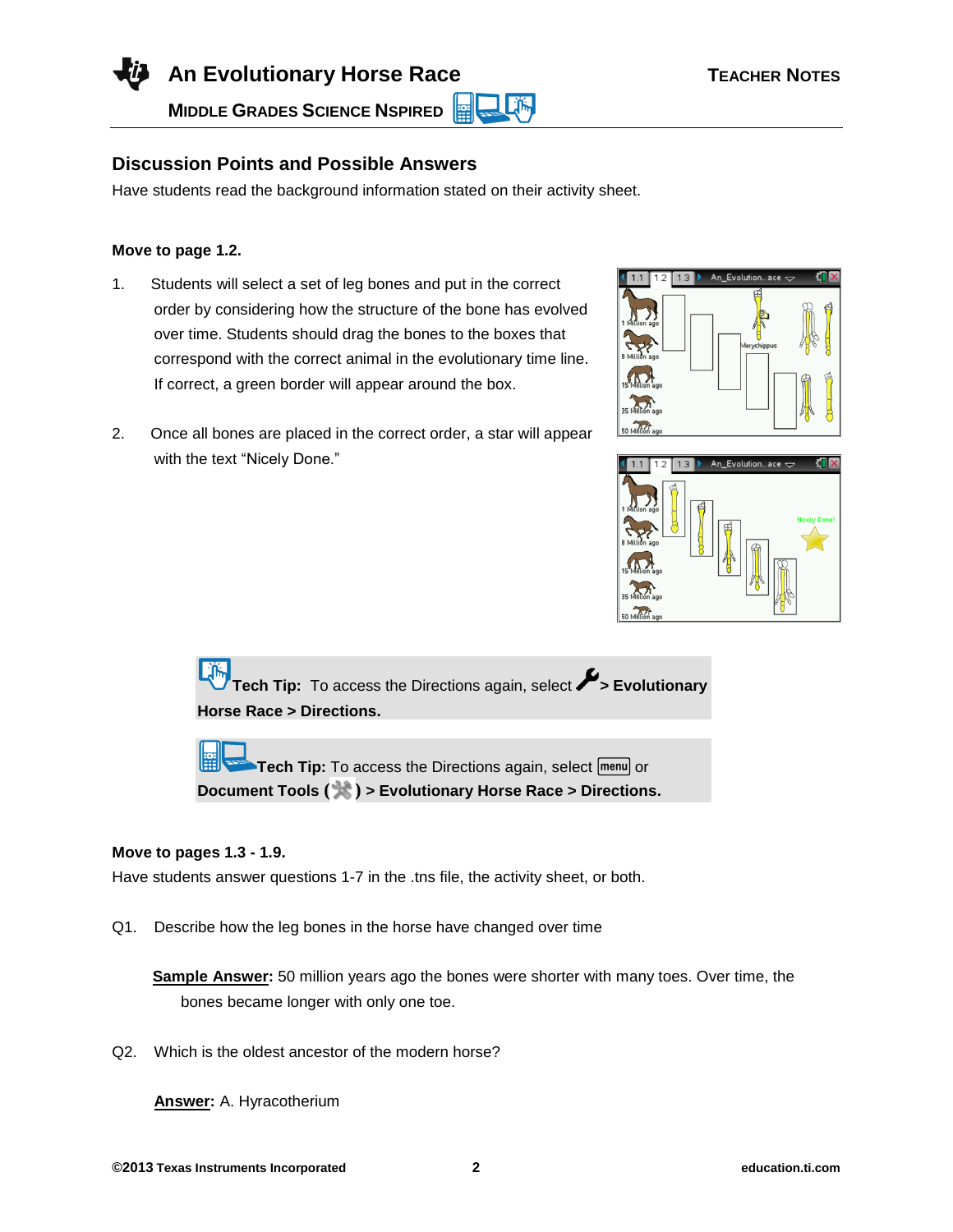## Discussion Points and Possible Answers

Have students read the background information stated on their activity sheet.

**Move to page 1.2.**

1. Students will select a set of leg bones and put in the correct order by considering how the structure of the bone has evolved over time. Students should drag the bones to the boxes that correspond with the correct animal in the evolutionary time line. If correct, a green border will appear around the box.

2. Once all bones are placed in the correct order, a star will appear with the text "Nicely Done."

**Tech Tip:** To access the Directions again, select > **Evolutionary Horse Race > Directions.**

**Tech Tip:** To access the Directions again, select menu or **Document Tools ( ) > Evolutionary Horse Race > Directions.**

**Move to pages 1.3 - 1.9.**

Have students answer questions 1-7 in the .tns file, the activity sheet, or both.

Q1. Describe how the leg bones in the horse have changed over time

**Sample Answer:** 50 million years ago the bones were shorter with many toes. Over time, the bones became longer with only one toe.

Q2. Which is the oldest ancestor of the modern horse?

**Answer:** A. Hyracotherium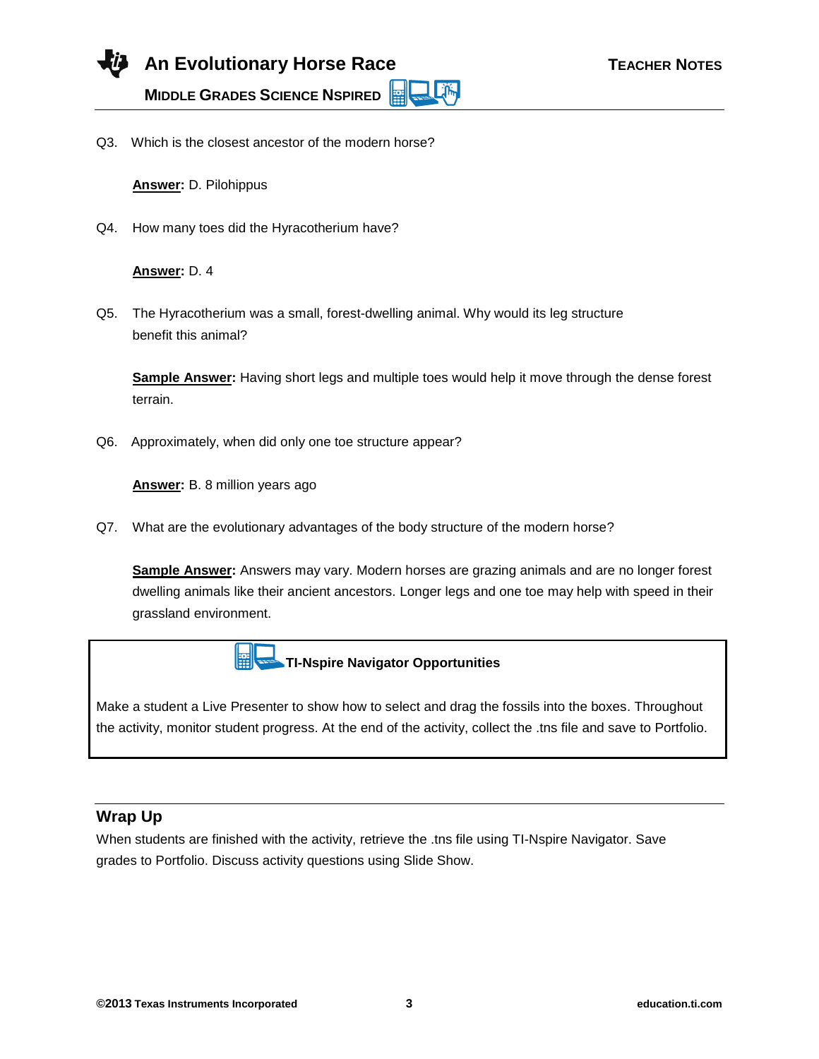Q3. Which is the closest ancestor of the modern horse?

**Answer:** D. Pilohippus

Q4. How many toes did the Hyracotherium have?

**Answer:** D. 4

Q5. The Hyracotherium was a small, forest-dwelling animal. Why would its leg structure benefit this animal?

**Sample Answer:** Having short legs and multiple toes would help it move through the dense forest terrain.

Q6. Approximately, when did only one toe structure appear?

**Answer:** B. 8 million years ago

Q7. What are the evolutionary advantages of the body structure of the modern horse?

**Sample Answer:** Answers may vary. Modern horses are grazing animals and are no longer forest dwelling animals like their ancient ancestors. Longer legs and one toe may help with speed in their grassland environment.

**TI-Nspire Navigator Opportunities**

Make a student a Live Presenter to show how to select and drag the fossils into the boxes. Throughout the activity, monitor student progress. At the end of the activity, collect the .tns file and save to Portfolio.

## Wrap Up

When students are finished with the activity, retrieve the .tns file using TI-Nspire Navigator. Save grades to Portfolio. Discuss activity questions using Slide Show.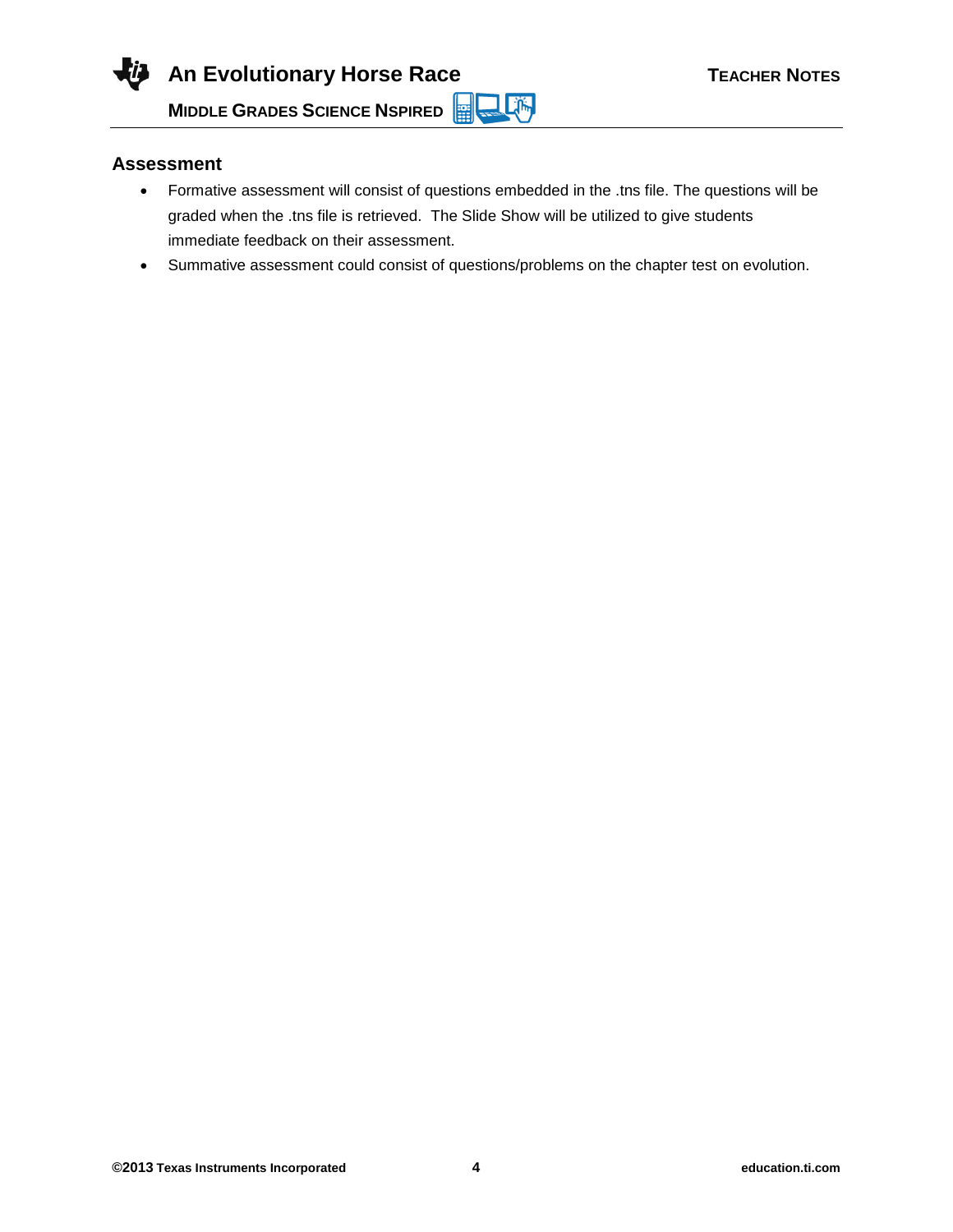## Assessment

- Formative assessment will consist of questions embedded in the .tns file. The questions will be graded when the .tns file is retrieved.  The Slide Show will be utilized to give students immediate feedback on their assessment.
- Summative assessment could consist of questions/problems on the chapter test on evolution.